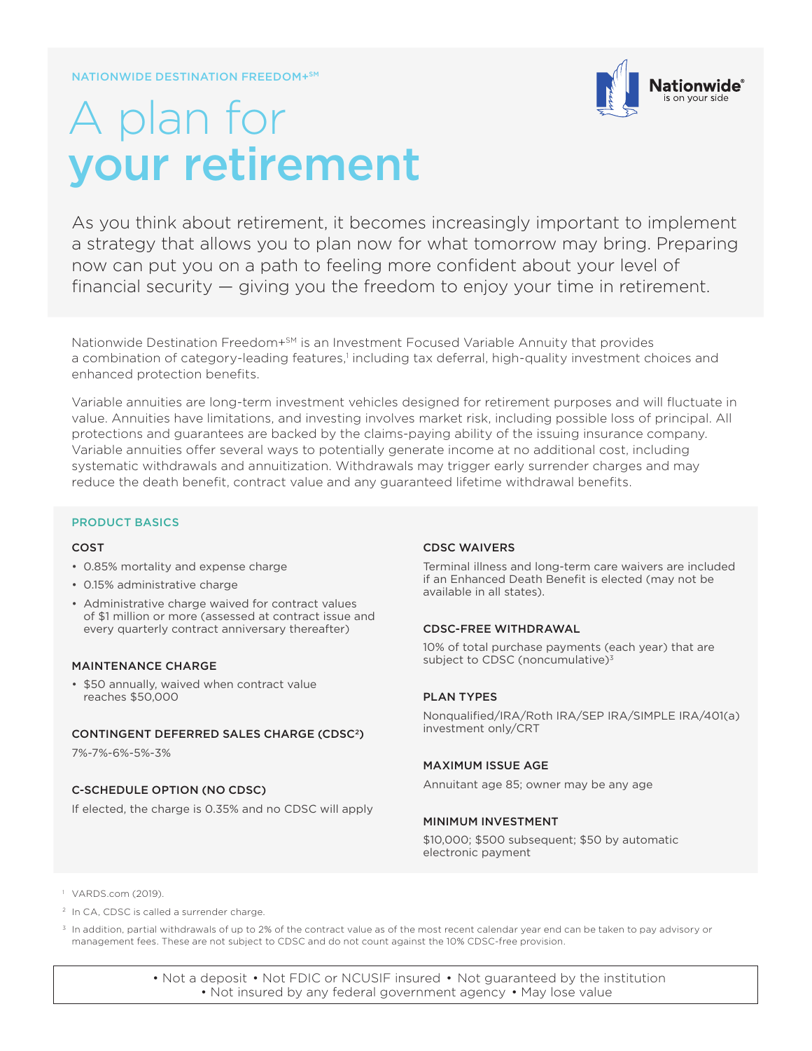NATIONWIDE DESTINATION FREEDOM+℠

# A plan for **your retirement**

Nationwide® is on your side

As you think about retirement, it becomes increasingly important to implement a strategy that allows you to plan now for what tomorrow may bring. Preparing now can put you on a path to feeling more confident about your level of financial security — giving you the freedom to enjoy your time in retirement.

Nationwide Destination Freedom+℠ is an Investment Focused Variable Annuity that provides a combination of category-leading features,[1] including tax deferral, high-quality investment choices and enhanced protection benefits.

Variable annuities are long-term investment vehicles designed for retirement purposes and will fluctuate in value. Annuities have limitations, and investing involves market risk, including possible loss of principal. All protections and guarantees are backed by the claims-paying ability of the issuing insurance company. Variable annuities offer several ways to potentially generate income at no additional cost, including systematic withdrawals and annuitization. Withdrawals may trigger early surrender charges and may reduce the death benefit, contract value and any guaranteed lifetime withdrawal benefits.

## PRODUCT BASICS

### COST

- 0.85% mortality and expense charge
- 0.15% administrative charge
- Administrative charge waived for contract values of $1 million or more (assessed at contract issue and every quarterly contract anniversary thereafter)

### MAINTENANCE CHARGE

- $50 annually, waived when contract value reaches $50,000

### CONTINGENT DEFERRED SALES CHARGE (CDSC[2])

7%-7%-6%-5%-3%

### C-SCHEDULE OPTION (NO CDSC)

If elected, the charge is 0.35% and no CDSC will apply

### CDSC WAIVERS

Terminal illness and long-term care waivers are included if an Enhanced Death Benefit is elected (may not be available in all states).

### CDSC-FREE WITHDRAWAL

10% of total purchase payments (each year) that are subject to CDSC (noncumulative)[3]

### PLAN TYPES

Nonqualified/IRA/Roth IRA/SEP IRA/SIMPLE IRA/401(a) investment only/CRT

### MAXIMUM ISSUE AGE

Annuitant age 85; owner may be any age

### MINIMUM INVESTMENT

$10,000; $500 subsequent; $50 by automatic electronic payment

[1] VARDS.com (2019).

[2] In CA, CDSC is called a surrender charge.

[3] In addition, partial withdrawals of up to 2% of the contract value as of the most recent calendar year end can be taken to pay advisory or management fees. These are not subject to CDSC and do not count against the 10% CDSC-free provision.

• Not a deposit • Not FDIC or NCUSIF insured • Not guaranteed by the institution • Not insured by any federal government agency • May lose value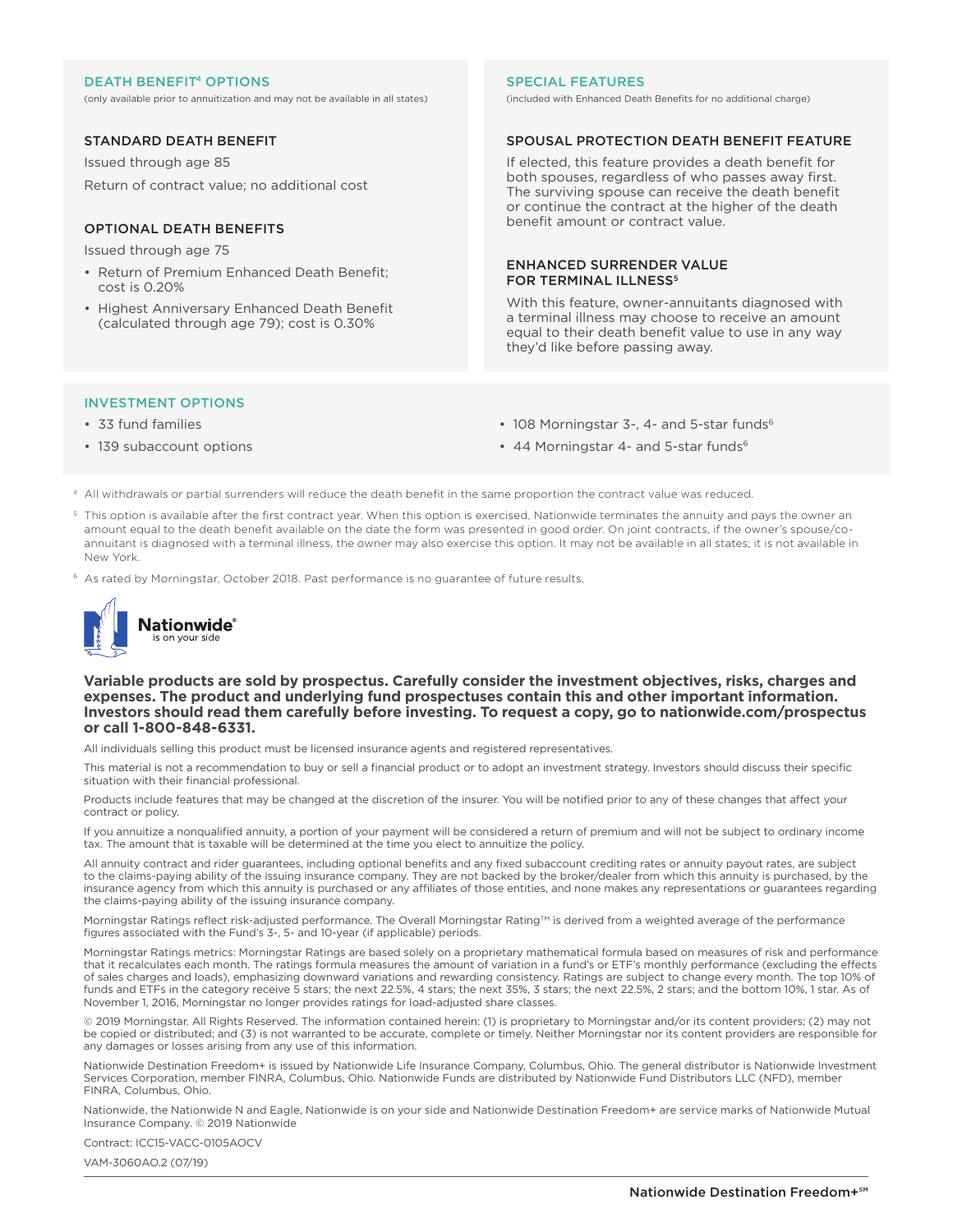## DEATH BENEFIT[4] OPTIONS

(only available prior to annuitization and may not be available in all states)

### STANDARD DEATH BENEFIT

Issued through age 85

Return of contract value; no additional cost

### OPTIONAL DEATH BENEFITS

Issued through age 75

- Return of Premium Enhanced Death Benefit; cost is 0.20%
- Highest Anniversary Enhanced Death Benefit (calculated through age 79); cost is 0.30%

## SPECIAL FEATURES

(included with Enhanced Death Benefits for no additional charge)

### SPOUSAL PROTECTION DEATH BENEFIT FEATURE

If elected, this feature provides a death benefit for both spouses, regardless of who passes away first. The surviving spouse can receive the death benefit or continue the contract at the higher of the death benefit amount or contract value.

### ENHANCED SURRENDER VALUE FOR TERMINAL ILLNESS[5]

With this feature, owner-annuitants diagnosed with a terminal illness may choose to receive an amount equal to their death benefit value to use in any way they'd like before passing away.

## INVESTMENT OPTIONS

- 33 fund families
- 139 subaccount options
- 108 Morningstar 3-, 4- and 5-star funds[6]
- 44 Morningstar 4- and 5-star funds[6]

[4] All withdrawals or partial surrenders will reduce the death benefit in the same proportion the contract value was reduced.

[5] This option is available after the first contract year. When this option is exercised, Nationwide terminates the annuity and pays the owner an amount equal to the death benefit available on the date the form was presented in good order. On joint contracts, if the owner's spouse/co-annuitant is diagnosed with a terminal illness, the owner may also exercise this option. It may not be available in all states; it is not available in New York.

[6] As rated by Morningstar, October 2018. Past performance is no guarantee of future results.

Nationwide® is on your side

**Variable products are sold by prospectus. Carefully consider the investment objectives, risks, charges and expenses. The product and underlying fund prospectuses contain this and other important information. Investors should read them carefully before investing. To request a copy, go to nationwide.com/prospectus or call 1-800-848-6331.**

All individuals selling this product must be licensed insurance agents and registered representatives.

This material is not a recommendation to buy or sell a financial product or to adopt an investment strategy. Investors should discuss their specific situation with their financial professional.

Products include features that may be changed at the discretion of the insurer. You will be notified prior to any of these changes that affect your contract or policy.

If you annuitize a nonqualified annuity, a portion of your payment will be considered a return of premium and will not be subject to ordinary income tax. The amount that is taxable will be determined at the time you elect to annuitize the policy.

All annuity contract and rider guarantees, including optional benefits and any fixed subaccount crediting rates or annuity payout rates, are subject to the claims-paying ability of the issuing insurance company. They are not backed by the broker/dealer from which this annuity is purchased, by the insurance agency from which this annuity is purchased or any affiliates of those entities, and none makes any representations or guarantees regarding the claims-paying ability of the issuing insurance company.

Morningstar Ratings reflect risk-adjusted performance. The Overall Morningstar Rating™ is derived from a weighted average of the performance figures associated with the Fund's 3-, 5- and 10-year (if applicable) periods.

Morningstar Ratings metrics: Morningstar Ratings are based solely on a proprietary mathematical formula based on measures of risk and performance that it recalculates each month. The ratings formula measures the amount of variation in a fund's or ETF's monthly performance (excluding the effects of sales charges and loads), emphasizing downward variations and rewarding consistency. Ratings are subject to change every month. The top 10% of funds and ETFs in the category receive 5 stars; the next 22.5%, 4 stars; the next 35%, 3 stars; the next 22.5%, 2 stars; and the bottom 10%, 1 star. As of November 1, 2016, Morningstar no longer provides ratings for load-adjusted share classes.

© 2019 Morningstar. All Rights Reserved. The information contained herein: (1) is proprietary to Morningstar and/or its content providers; (2) may not be copied or distributed; and (3) is not warranted to be accurate, complete or timely. Neither Morningstar nor its content providers are responsible for any damages or losses arising from any use of this information.

Nationwide Destination Freedom+ is issued by Nationwide Life Insurance Company, Columbus, Ohio. The general distributor is Nationwide Investment Services Corporation, member FINRA, Columbus, Ohio. Nationwide Funds are distributed by Nationwide Fund Distributors LLC (NFD), member FINRA, Columbus, Ohio.

Nationwide, the Nationwide N and Eagle, Nationwide is on your side and Nationwide Destination Freedom+ are service marks of Nationwide Mutual Insurance Company. © 2019 Nationwide

Contract: ICC15-VACC-0105AOCV

VAM-3060AO.2 (07/19)

Nationwide Destination Freedom+℠